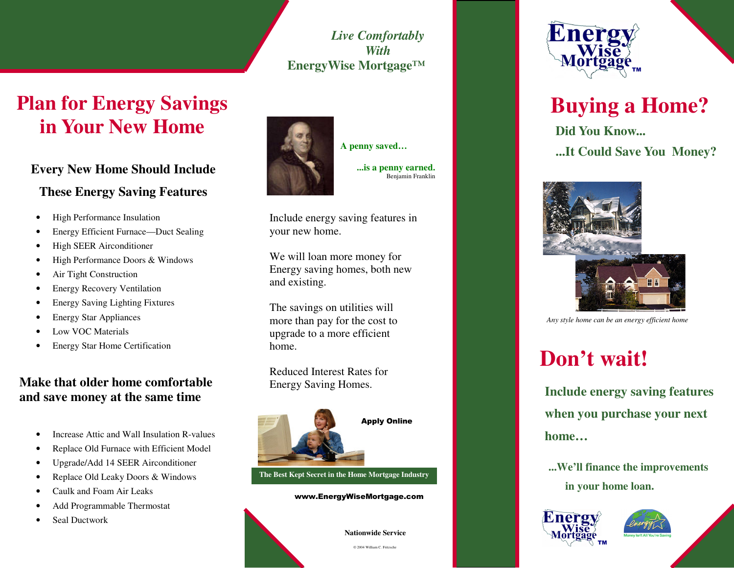# Plan for Energy Savings in Your New Home

### Every New Home Should Include These Energy Saving Features

- High Performance Insulation
- Energy Efficient Furnace—Duct Sealing
- High SEER Airconditioner
- High Performance Doors & Windows
- Air Tight Construction
- Energy Recovery Ventilation
- Energy Saving Lighting Fixtures
- Energy Star Appliances
- Low VOC Materials
- Energy Star Home Certification

### Make that older home comfortable and save money at the same time

- Increase Attic and Wall Insulation R-values
- Replace Old Furnace with Efficient Model
- Upgrade/Add 14 SEER Airconditioner
- Replace Old Leaky Doors & Windows
- Caulk and Foam Air Leaks
- Add Programmable Thermostat
- Seal Ductwork

*Live Comfortably With EnergyWise Mortgage™*

**A penny saved…**

**...is a penny earned.**
Benjamin Franklin

Include energy saving features in your new home.

We will loan more money for Energy saving homes, both new and existing.

The savings on utilities will more than pay for the cost to upgrade to a more efficient home.

Reduced Interest Rates for Energy Saving Homes.

**Apply Online**

**The Best Kept Secret in the Home Mortgage Industry**

**www.EnergyWiseMortgage.com**

**Nationwide Service**

© 2004 William C. Fritzsche

Energy Wise Mortgage™

# Buying a Home?

**Did You Know...**

**...It Could Save You Money?**

*Any style home can be an energy efficient home*

# Don't wait!

**Include energy saving features when you purchase your next home…**

**...We'll finance the improvements in your home loan.**

Energy Wise Mortgage™

Energy Star — Money Isn't All You're Saving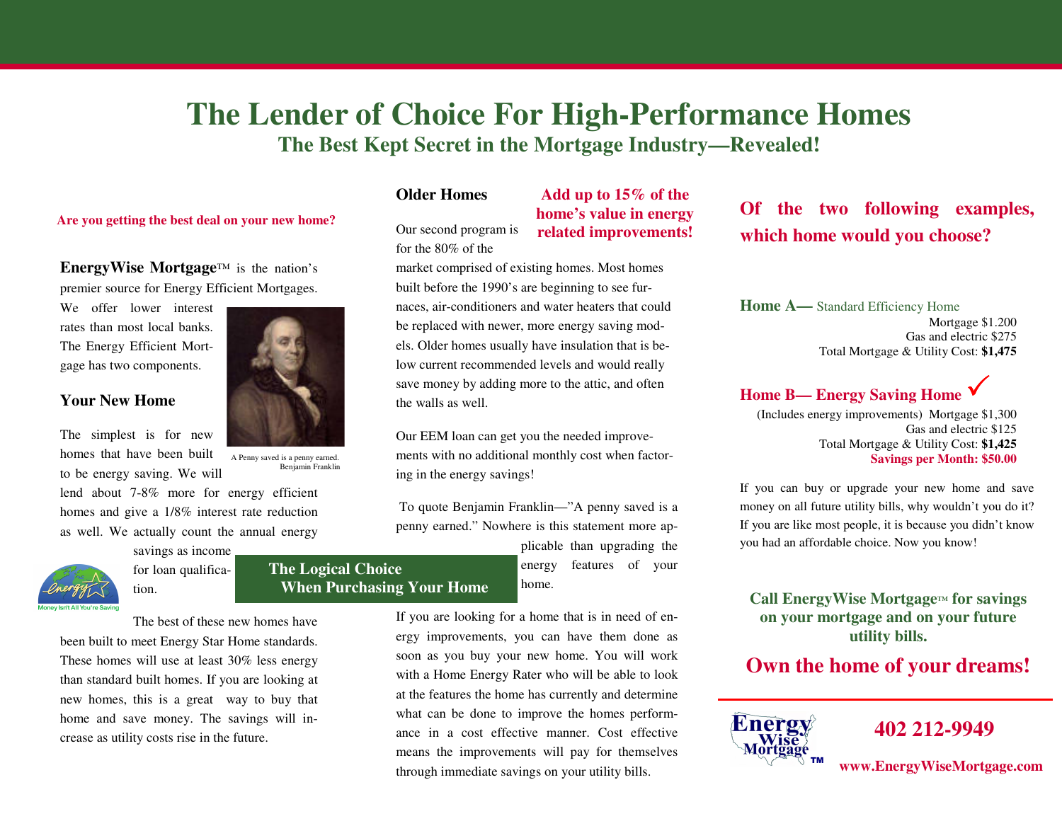# The Lender of Choice For High-Performance Homes

## The Best Kept Secret in the Mortgage Industry—Revealed!

**Are you getting the best deal on your new home?**

**EnergyWise Mortgage**™ is the nation's premier source for Energy Efficient Mortgages. We offer lower interest rates than most local banks. The Energy Efficient Mortgage has two components.

A Penny saved is a penny earned.
Benjamin Franklin

### Your New Home

The simplest is for new homes that have been built to be energy saving. We will lend about 7-8% more for energy efficient homes and give a 1/8% interest rate reduction as well. We actually count the annual energy savings as income for loan qualification.

Money Isn't All You're Saving

The best of these new homes have been built to meet Energy Star Home standards. These homes will use at least 30% less energy than standard built homes. If you are looking at new homes, this is a great way to buy that home and save money. The savings will increase as utility costs rise in the future.

### Older Homes

**Add up to 15% of the home's value in energy related improvements!**

Our second program is for the 80% of the market comprised of existing homes. Most homes built before the 1990's are beginning to see furnaces, air-conditioners and water heaters that could be replaced with newer, more energy saving models. Older homes usually have insulation that is below current recommended levels and would really save money by adding more to the attic, and often the walls as well.

Our EEM loan can get you the needed improvements with no additional monthly cost when factoring in the energy savings!

To quote Benjamin Franklin—"A penny saved is a penny earned." Nowhere is this statement more applicable than upgrading the energy features of your home.

### The Logical Choice When Purchasing Your Home

If you are looking for a home that is in need of energy improvements, you can have them done as soon as you buy your new home. You will work with a Home Energy Rater who will be able to look at the features the home has currently and determine what can be done to improve the homes performance in a cost effective manner. Cost effective means the improvements will pay for themselves through immediate savings on your utility bills.

## Of the two following examples, which home would you choose?

**Home A—** Standard Efficiency Home

Mortgage $1.200
Gas and electric $275
Total Mortgage & Utility Cost: **$1,475**

**Home B— Energy Saving Home** ✓

(Includes energy improvements) Mortgage $1,300
Gas and electric $125
Total Mortgage & Utility Cost: **$1,425**
**Savings per Month: $50.00**

If you can buy or upgrade your new home and save money on all future utility bills, why wouldn't you do it? If you are like most people, it is because you didn't know you had an affordable choice. Now you know!

**Call EnergyWise Mortgage™ for savings on your mortgage and on your future utility bills.**

## Own the home of your dreams!

Energy Wise Mortgage™

**402 212-9949**

**www.EnergyWiseMortgage.com**